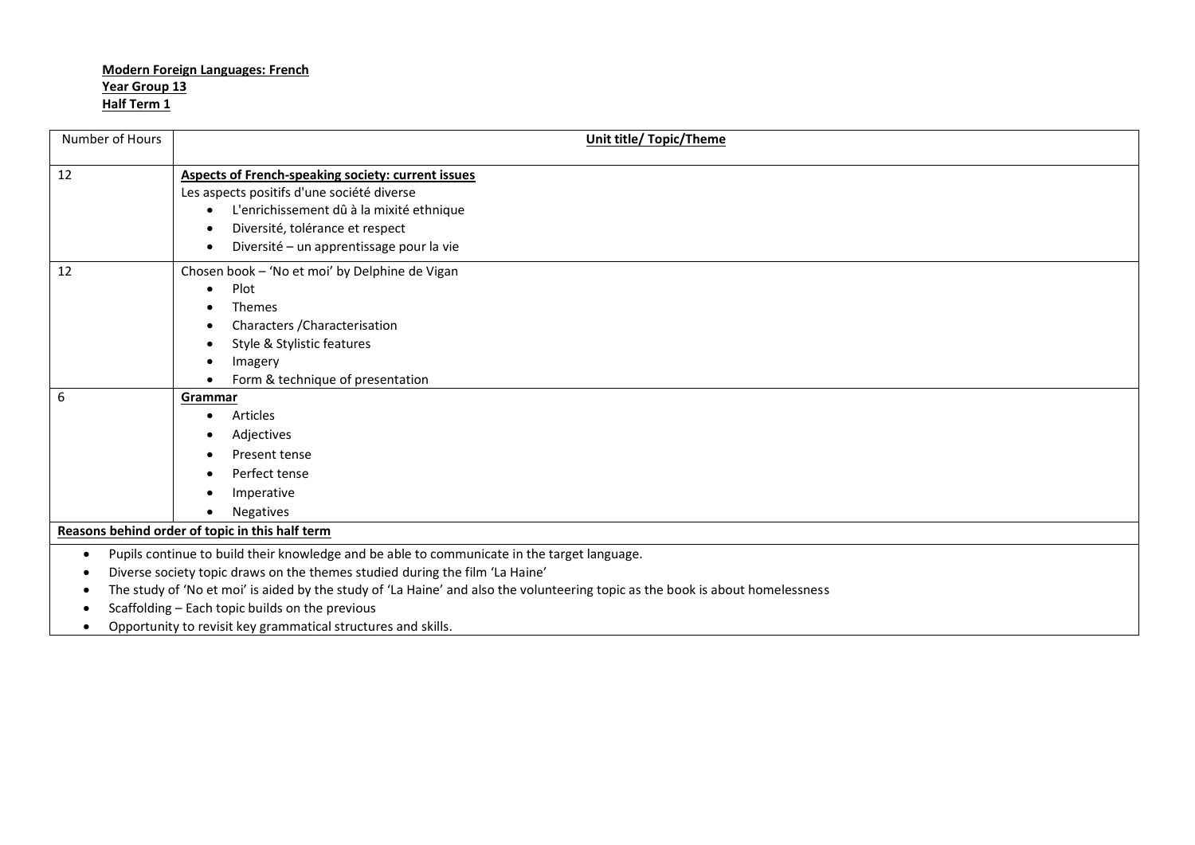**Modern Foreign Languages: French**
**Year Group 13**
**Half Term 1**

| Number of Hours | **Unit title/ Topic/Theme** |
|---|---|
| 12 | **Aspects of French-speaking society: current issues**<br>Les aspects positifs d'une société diverse<br>• L'enrichissement dû à la mixité ethnique<br>• Diversité, tolérance et respect<br>• Diversité – un apprentissage pour la vie |
| 12 | Chosen book – 'No et moi' by Delphine de Vigan<br>• Plot<br>• Themes<br>• Characters /Characterisation<br>• Style & Stylistic features<br>• Imagery<br>• Form & technique of presentation |
| 6 | **Grammar**<br>• Articles<br>• Adjectives<br>• Present tense<br>• Perfect tense<br>• Imperative<br>• Negatives |

**Reasons behind order of topic in this half term**

- Pupils continue to build their knowledge and be able to communicate in the target language.
- Diverse society topic draws on the themes studied during the film 'La Haine'
- The study of 'No et moi' is aided by the study of 'La Haine' and also the volunteering topic as the book is about homelessness
- Scaffolding – Each topic builds on the previous
- Opportunity to revisit key grammatical structures and skills.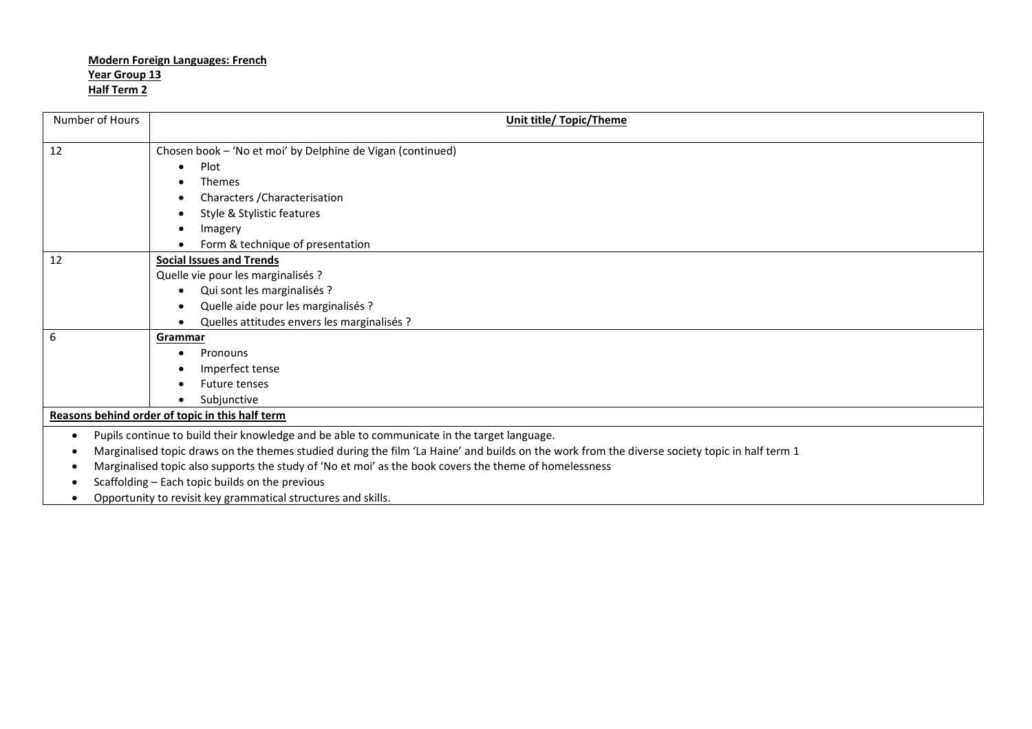**Modern Foreign Languages: French**
**Year Group 13**
**Half Term 2**

| Number of Hours | **Unit title/ Topic/Theme** |
|---|---|
| 12 | Chosen book – 'No et moi' by Delphine de Vigan (continued)<br>• Plot<br>• Themes<br>• Characters /Characterisation<br>• Style & Stylistic features<br>• Imagery<br>• Form & technique of presentation |
| 12 | **Social Issues and Trends**<br>Quelle vie pour les marginalisés ?<br>• Qui sont les marginalisés ?<br>• Quelle aide pour les marginalisés ?<br>• Quelles attitudes envers les marginalisés ? |
| 6 | **Grammar**<br>• Pronouns<br>• Imperfect tense<br>• Future tenses<br>• Subjunctive |

**Reasons behind order of topic in this half term**

- Pupils continue to build their knowledge and be able to communicate in the target language.
- Marginalised topic draws on the themes studied during the film 'La Haine' and builds on the work from the diverse society topic in half term 1
- Marginalised topic also supports the study of 'No et moi' as the book covers the theme of homelessness
- Scaffolding – Each topic builds on the previous
- Opportunity to revisit key grammatical structures and skills.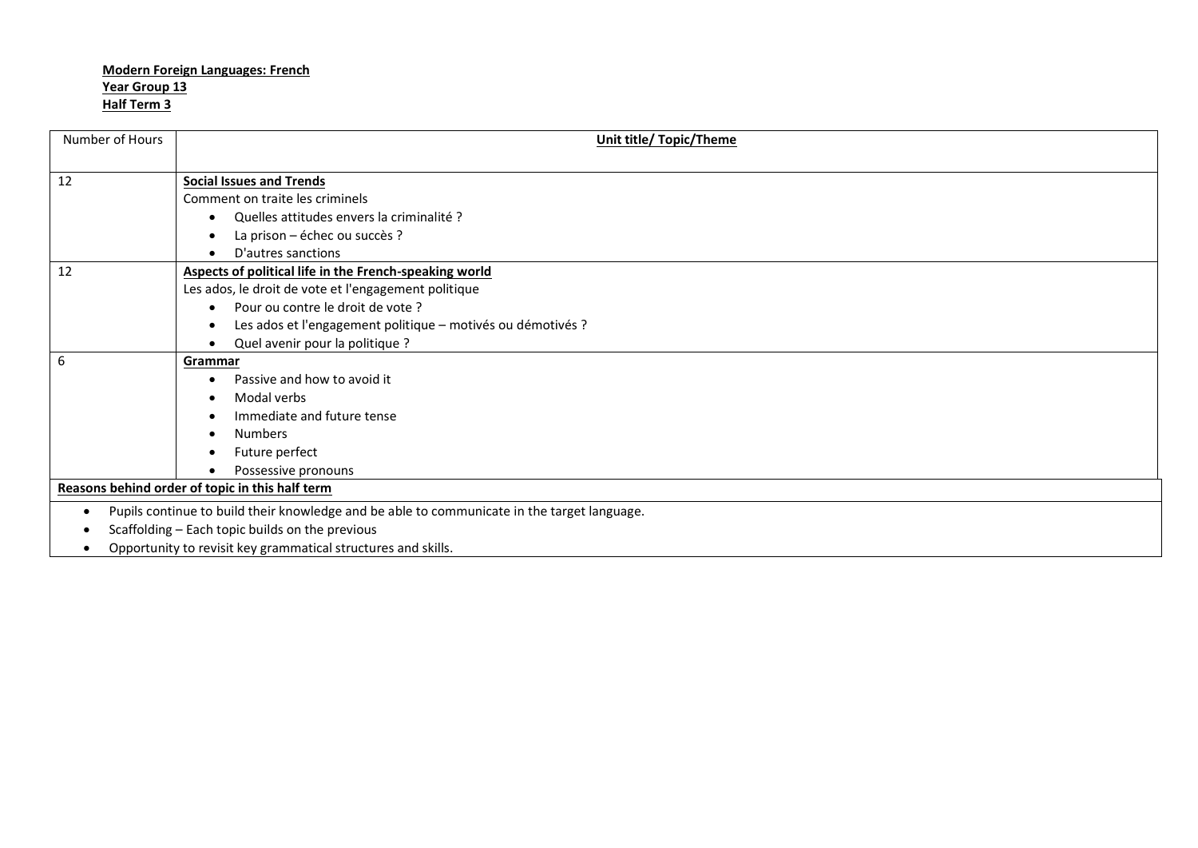**Modern Foreign Languages: French**
**Year Group 13**
**Half Term 3**

| Number of Hours | Unit title/ Topic/Theme |
|---|---|
| 12 | **Social Issues and Trends**<br>Comment on traite les criminels<br>• Quelles attitudes envers la criminalité ?<br>• La prison – échec ou succès ?<br>• D'autres sanctions |
| 12 | **Aspects of political life in the French-speaking world**<br>Les ados, le droit de vote et l'engagement politique<br>• Pour ou contre le droit de vote ?<br>• Les ados et l'engagement politique – motivés ou démotivés ?<br>• Quel avenir pour la politique ? |
| 6 | **Grammar**<br>• Passive and how to avoid it<br>• Modal verbs<br>• Immediate and future tense<br>• Numbers<br>• Future perfect<br>• Possessive pronouns |

**Reasons behind order of topic in this half term**

- Pupils continue to build their knowledge and be able to communicate in the target language.
- Scaffolding – Each topic builds on the previous
- Opportunity to revisit key grammatical structures and skills.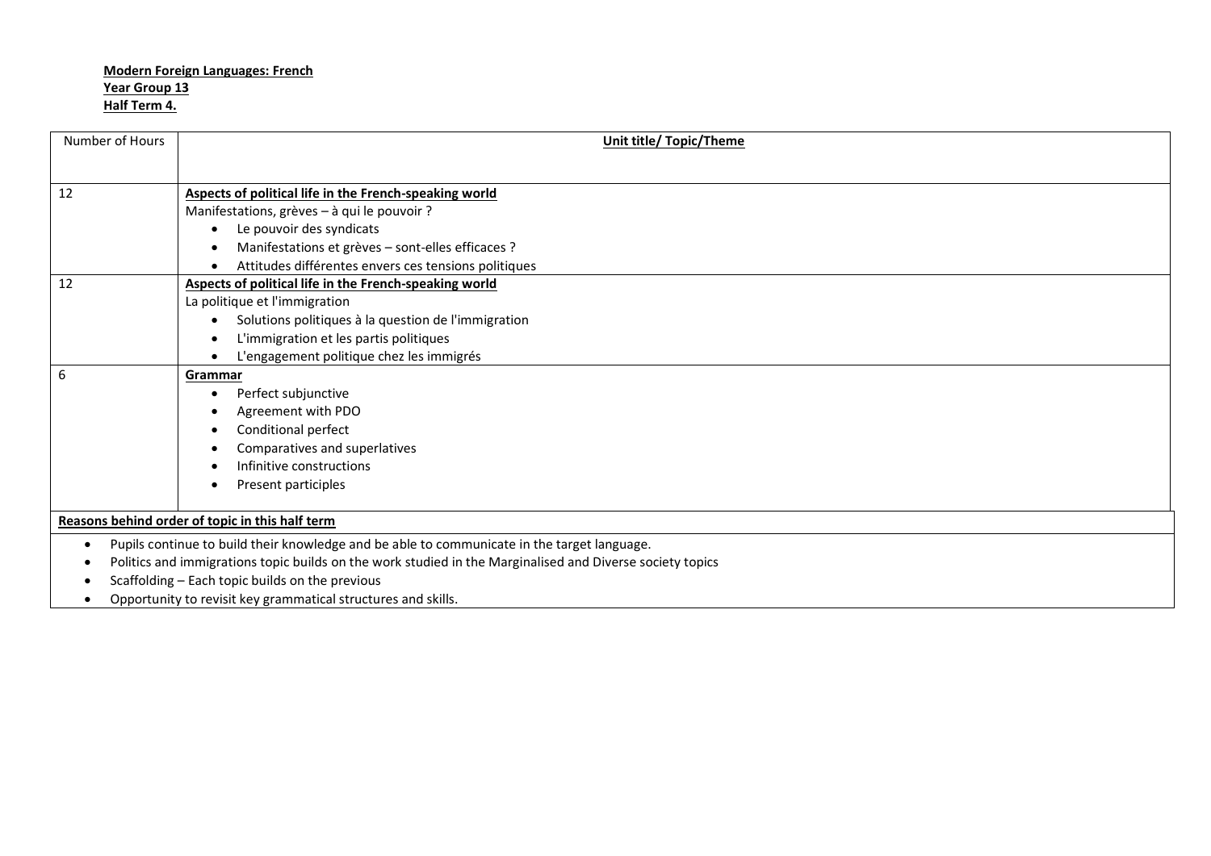**Modern Foreign Languages: French**
**Year Group 13**
**Half Term 4.**

| Number of Hours | Unit title/ Topic/Theme |
|---|---|
| 12 | **Aspects of political life in the French-speaking world**<br>Manifestations, grèves – à qui le pouvoir ?<br>• Le pouvoir des syndicats<br>• Manifestations et grèves – sont-elles efficaces ?<br>• Attitudes différentes envers ces tensions politiques |
| 12 | **Aspects of political life in the French-speaking world**<br>La politique et l'immigration<br>• Solutions politiques à la question de l'immigration<br>• L'immigration et les partis politiques<br>• L'engagement politique chez les immigrés |
| 6 | **Grammar**<br>• Perfect subjunctive<br>• Agreement with PDO<br>• Conditional perfect<br>• Comparatives and superlatives<br>• Infinitive constructions<br>• Present participles |

**Reasons behind order of topic in this half term**

- Pupils continue to build their knowledge and be able to communicate in the target language.
- Politics and immigrations topic builds on the work studied in the Marginalised and Diverse society topics
- Scaffolding – Each topic builds on the previous
- Opportunity to revisit key grammatical structures and skills.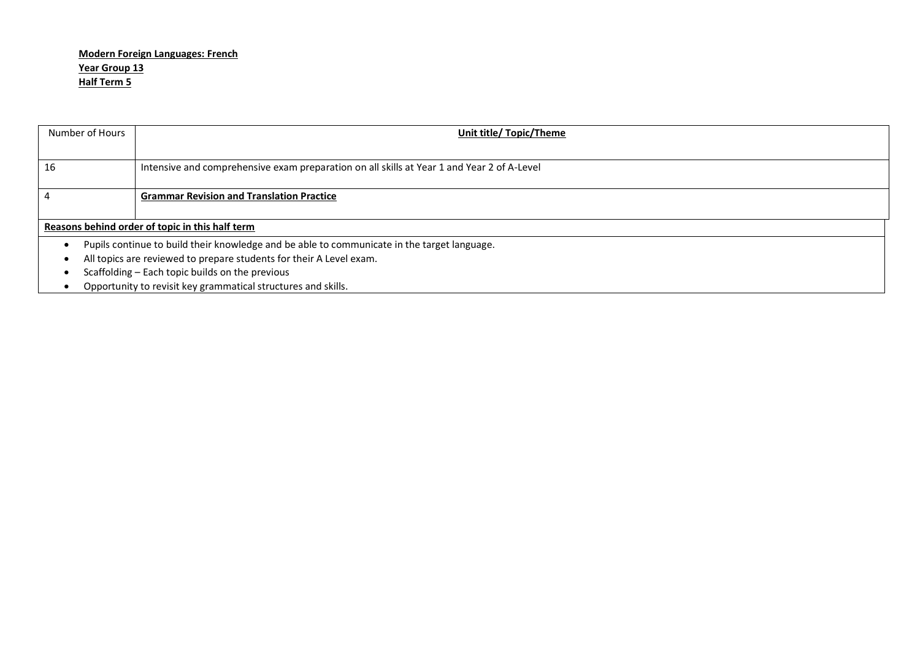**Modern Foreign Languages: French**
**Year Group 13**
**Half Term 5**

| Number of Hours | **Unit title/ Topic/Theme** |
|---|---|
| 16 | Intensive and comprehensive exam preparation on all skills at Year 1 and Year 2 of A-Level |
| 4 | **Grammar Revision and Translation Practice** |

**Reasons behind order of topic in this half term**

- Pupils continue to build their knowledge and be able to communicate in the target language.
- All topics are reviewed to prepare students for their A Level exam.
- Scaffolding – Each topic builds on the previous
- Opportunity to revisit key grammatical structures and skills.